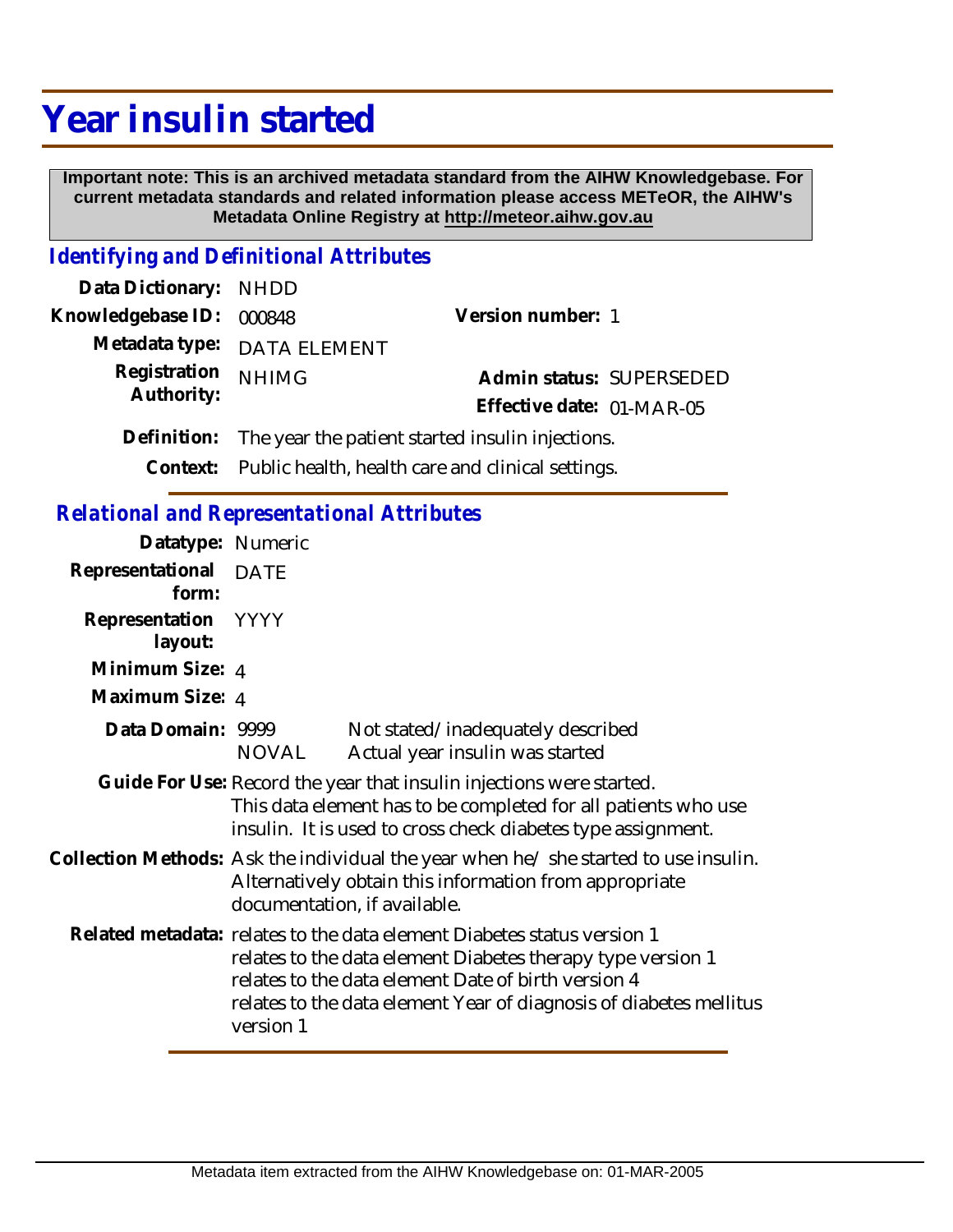# Year insulin started

**Important note: This is an archived metadata standard from the AIHW Knowledgebase. For current metadata standards and related information please access METeOR, the AIHW's Metadata Online Registry at http://meteor.aihw.gov.au**

## *Identifying and Definitional Attributes*

| | | | |
|---|---|---|---|
| **Data Dictionary:** | NHDD | | |
| **Knowledgebase ID:** | 000848 | **Version number:** | 1 |
| **Metadata type:** | DATA ELEMENT | | |
| **Registration Authority:** | NHIMG | **Admin status:** | SUPERSEDED |
| | | **Effective date:** | 01-MAR-05 |

**Definition:** The year the patient started insulin injections.

**Context:** Public health, health care and clinical settings.

## *Relational and Representational Attributes*

**Datatype:** Numeric

**Representational form:** DATE

**Representation layout:** YYYY

**Minimum Size:** 4

**Maximum Size:** 4

**Data Domain:**

| | |
|---|---|
| 9999 | Not stated/inadequately described |
| NOVAL | Actual year insulin was started |

**Guide For Use:** Record the year that insulin injections were started. This data element has to be completed for all patients who use insulin. It is used to cross check diabetes type assignment.

**Collection Methods:** Ask the individual the year when he/ she started to use insulin. Alternatively obtain this information from appropriate documentation, if available.

**Related metadata:** relates to the data element Diabetes status version 1
relates to the data element Diabetes therapy type version 1
relates to the data element Date of birth version 4
relates to the data element Year of diagnosis of diabetes mellitus version 1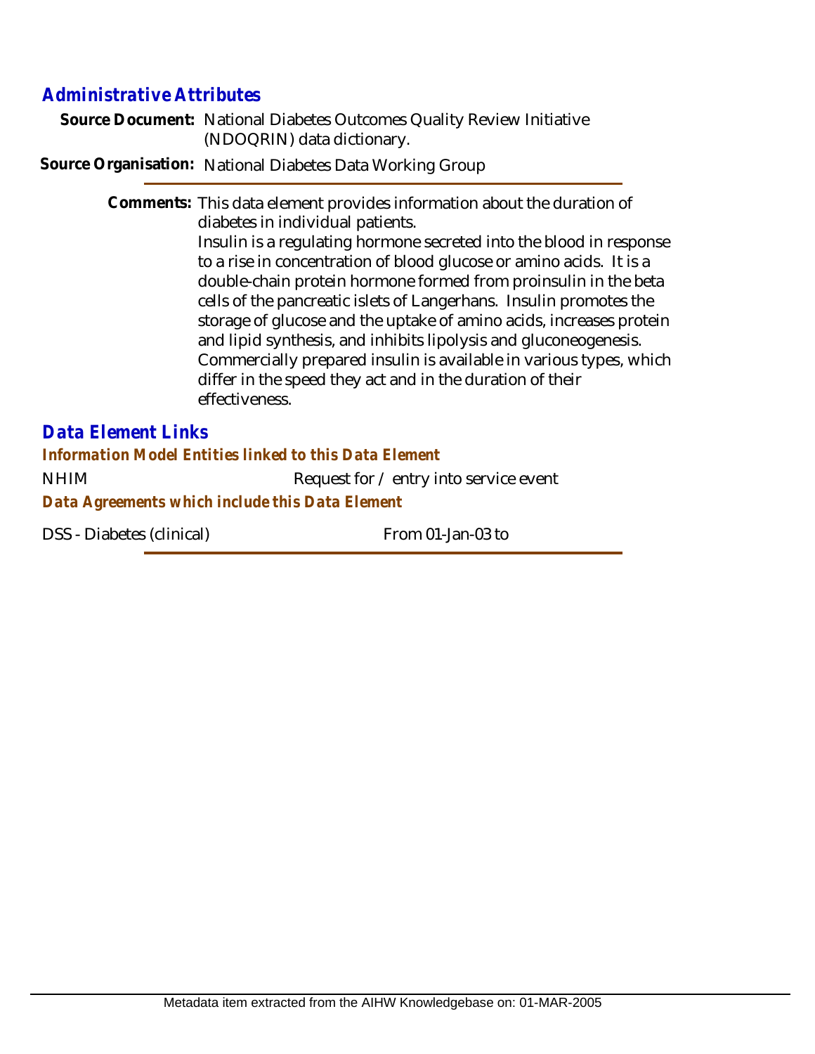## Administrative Attributes

**Source Document:** National Diabetes Outcomes Quality Review Initiative (NDOQRIN) data dictionary.

**Source Organisation:** National Diabetes Data Working Group

**Comments:** This data element provides information about the duration of diabetes in individual patients.
Insulin is a regulating hormone secreted into the blood in response to a rise in concentration of blood glucose or amino acids. It is a double-chain protein hormone formed from proinsulin in the beta cells of the pancreatic islets of Langerhans. Insulin promotes the storage of glucose and the uptake of amino acids, increases protein and lipid synthesis, and inhibits lipolysis and gluconeogenesis. Commercially prepared insulin is available in various types, which differ in the speed they act and in the duration of their effectiveness.

## Data Element Links

### *Information Model Entities linked to this Data Element*

| | |
|---|---|
| NHIM | Request for / entry into service event |

### *Data Agreements which include this Data Element*

| | |
|---|---|
| DSS - Diabetes (clinical) | From 01-Jan-03 to |